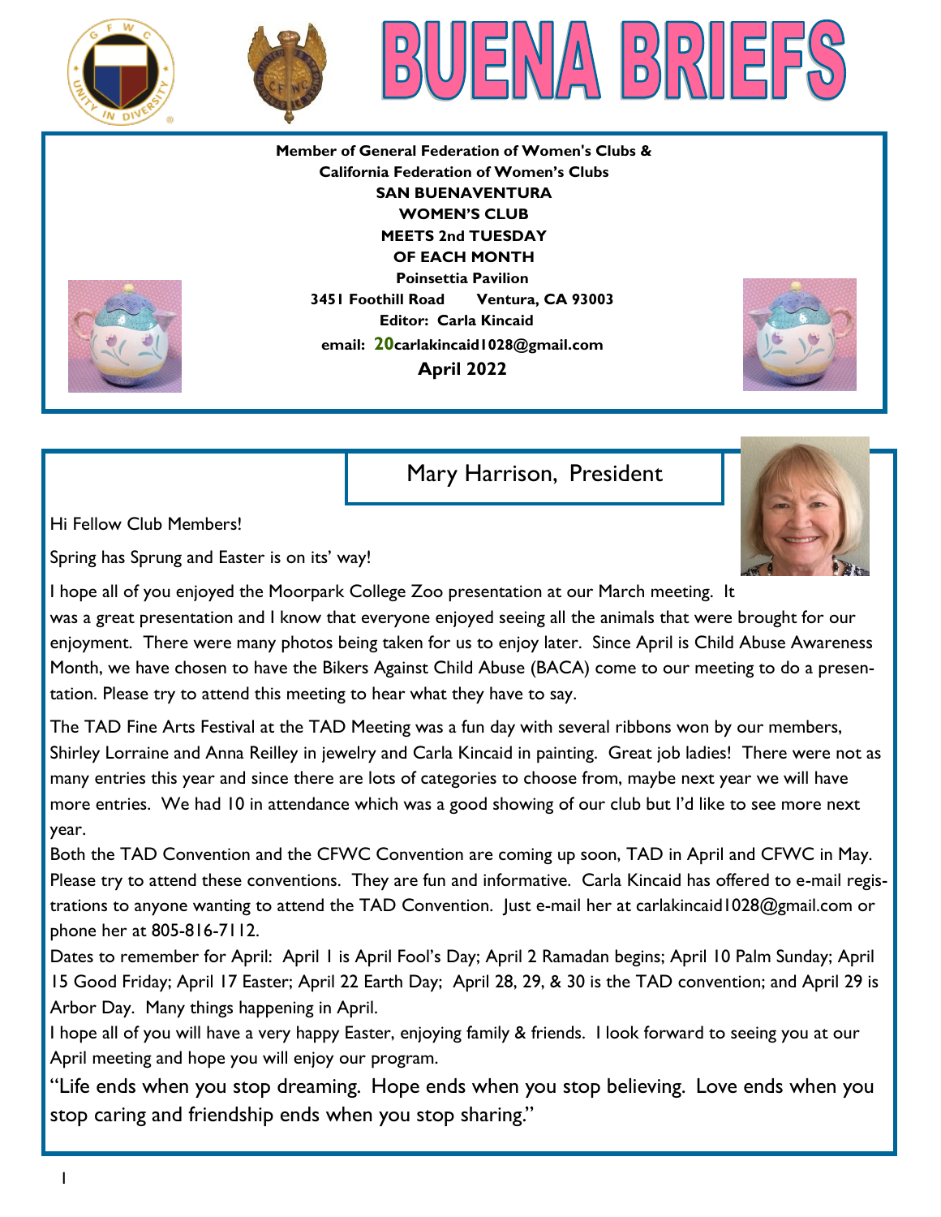# BUENA BRIEFS

**Member of General Federation of Women's Clubs &**
**California Federation of Women's Clubs**
**SAN BUENAVENTURA**
**WOMEN'S CLUB**
**MEETS 2nd TUESDAY**
**OF EACH MONTH**
**Poinsettia Pavilion**
**3451 Foothill Road Ventura, CA 93003**
**Editor: Carla Kincaid**
**email: 20carlakincaid1028@gmail.com**
**April 2022**

## Mary Harrison, President

Hi Fellow Club Members!

Spring has Sprung and Easter is on its' way!

I hope all of you enjoyed the Moorpark College Zoo presentation at our March meeting. It was a great presentation and I know that everyone enjoyed seeing all the animals that were brought for our enjoyment. There were many photos being taken for us to enjoy later. Since April is Child Abuse Awareness Month, we have chosen to have the Bikers Against Child Abuse (BACA) come to our meeting to do a presentation. Please try to attend this meeting to hear what they have to say.

The TAD Fine Arts Festival at the TAD Meeting was a fun day with several ribbons won by our members, Shirley Lorraine and Anna Reilley in jewelry and Carla Kincaid in painting. Great job ladies! There were not as many entries this year and since there are lots of categories to choose from, maybe next year we will have more entries. We had 10 in attendance which was a good showing of our club but I'd like to see more next year.

Both the TAD Convention and the CFWC Convention are coming up soon, TAD in April and CFWC in May. Please try to attend these conventions. They are fun and informative. Carla Kincaid has offered to e-mail registrations to anyone wanting to attend the TAD Convention. Just e-mail her at carlakincaid1028@gmail.com or phone her at 805-816-7112.

Dates to remember for April: April 1 is April Fool's Day; April 2 Ramadan begins; April 10 Palm Sunday; April 15 Good Friday; April 17 Easter; April 22 Earth Day; April 28, 29, & 30 is the TAD convention; and April 29 is Arbor Day. Many things happening in April.

I hope all of you will have a very happy Easter, enjoying family & friends. I look forward to seeing you at our April meeting and hope you will enjoy our program.

"Life ends when you stop dreaming. Hope ends when you stop believing. Love ends when you stop caring and friendship ends when you stop sharing."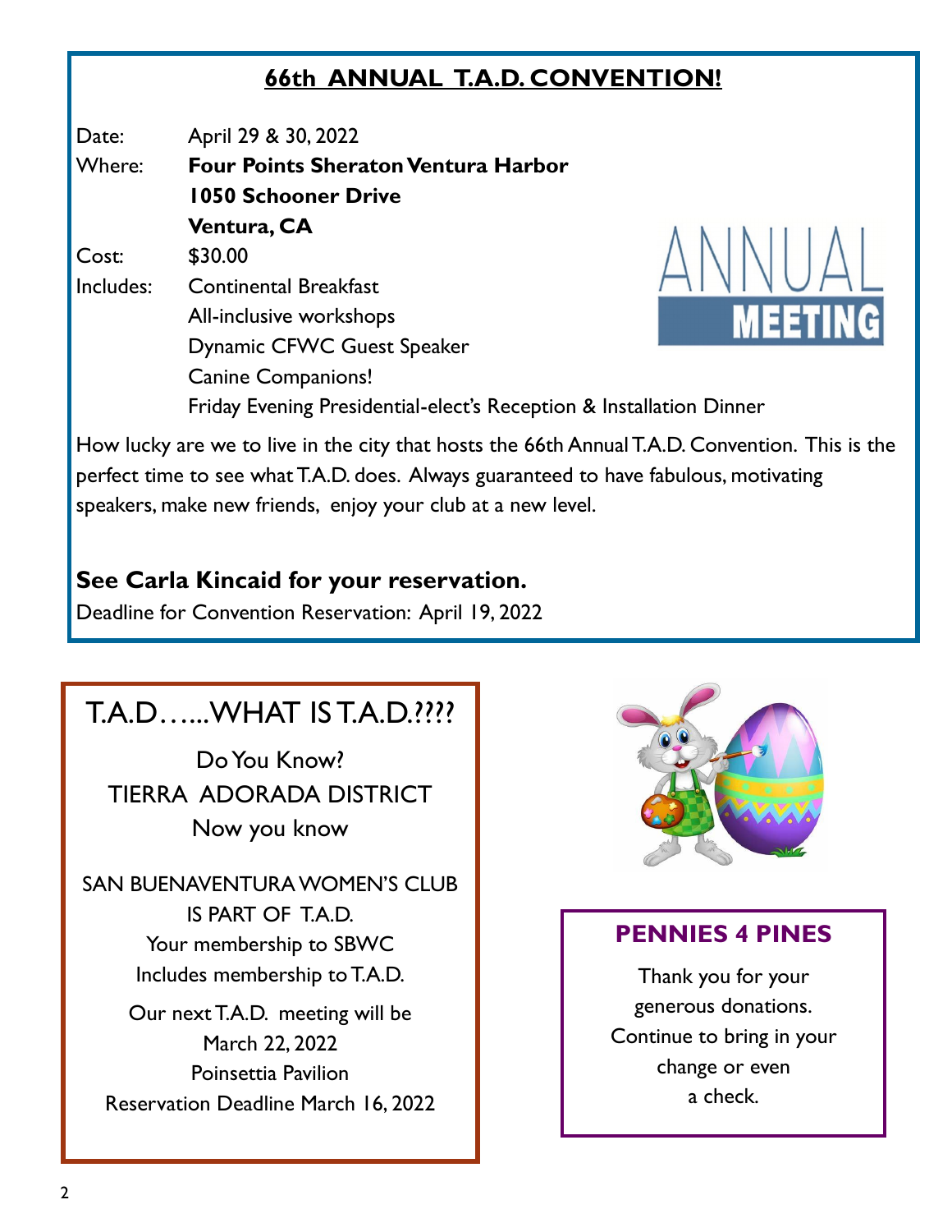## 66th ANNUAL T.A.D. CONVENTION!

Date: April 29 & 30, 2022

Where: **Four Points Sheraton Ventura Harbor**
**1050 Schooner Drive**
**Ventura, CA**

Cost: $30.00

Includes: Continental Breakfast
All-inclusive workshops
Dynamic CFWC Guest Speaker
Canine Companions!
Friday Evening Presidential-elect's Reception & Installation Dinner

ANNUAL MEETING

How lucky are we to live in the city that hosts the 66th Annual T.A.D. Convention. This is the perfect time to see what T.A.D. does. Always guaranteed to have fabulous, motivating speakers, make new friends, enjoy your club at a new level.

**See Carla Kincaid for your reservation.**

Deadline for Convention Reservation: April 19, 2022

## T.A.D…...WHAT IS T.A.D.????

Do You Know?
TIERRA ADORADA DISTRICT
Now you know

SAN BUENAVENTURA WOMEN'S CLUB
IS PART OF T.A.D.
Your membership to SBWC
Includes membership to T.A.D.

Our next T.A.D. meeting will be
March 22, 2022
Poinsettia Pavilion
Reservation Deadline March 16, 2022

## PENNIES 4 PINES

Thank you for your generous donations. Continue to bring in your change or even a check.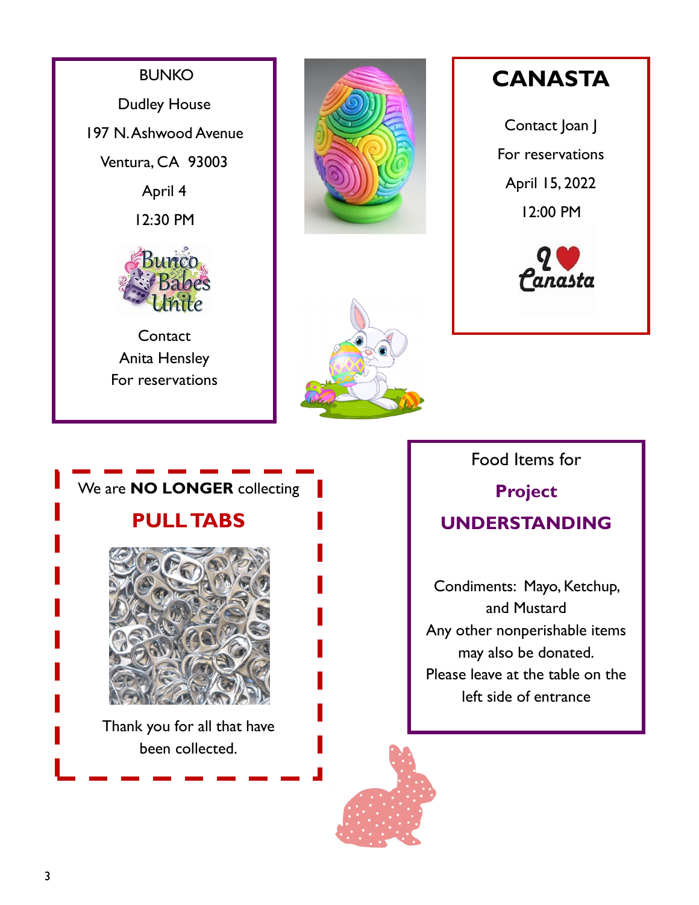## BUNKO

Dudley House

197 N. Ashwood Avenue

Ventura, CA 93003

April 4

12:30 PM

Contact
Anita Hensley
For reservations

## CANASTA

Contact Joan J

For reservations

April 15, 2022

12:00 PM

We are **NO LONGER** collecting

## PULL TABS

Thank you for all that have been collected.

Food Items for

## Project UNDERSTANDING

Condiments: Mayo, Ketchup, and Mustard

Any other nonperishable items may also be donated.

Please leave at the table on the left side of entrance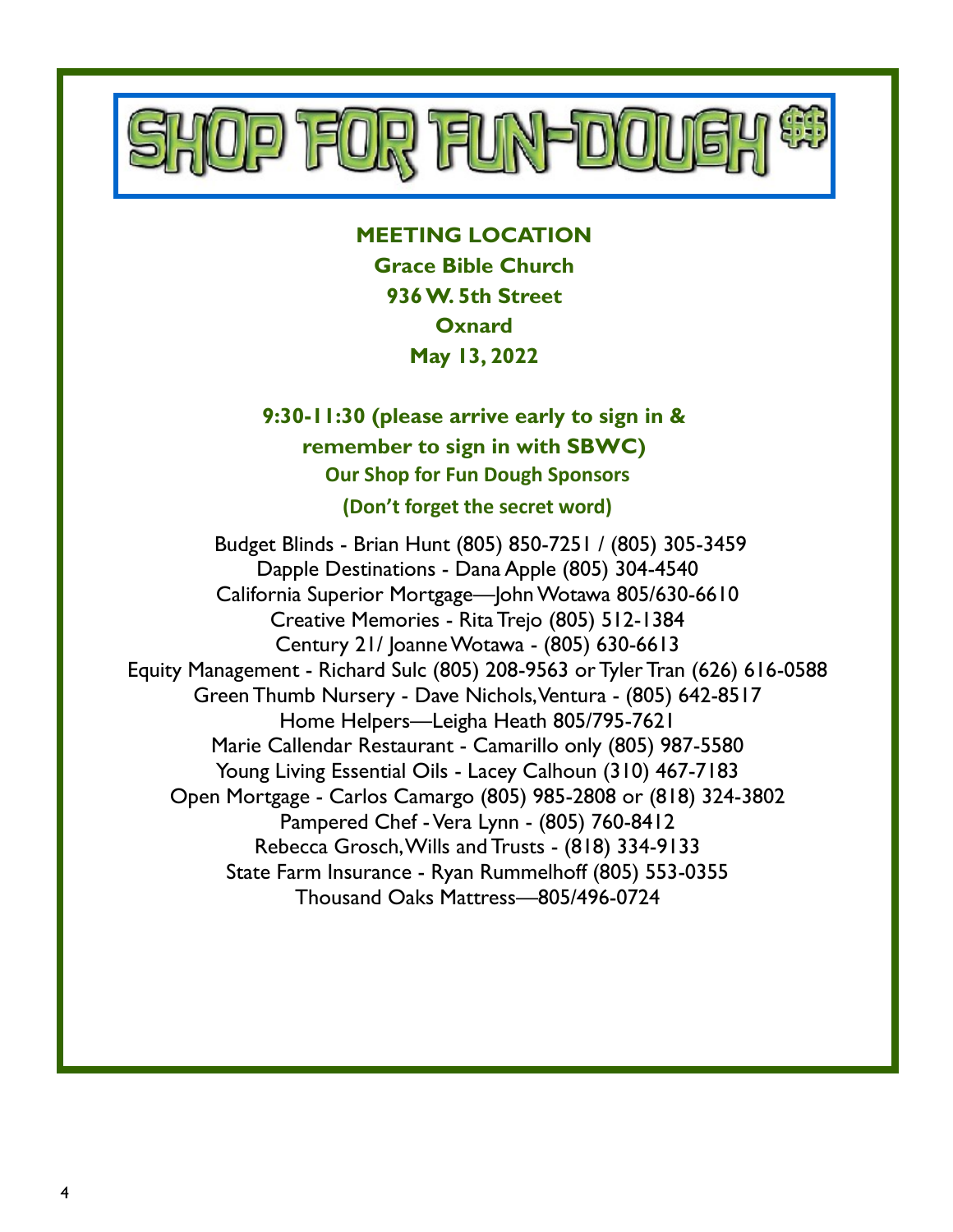# SHOP FOR FUN-DOUGH $$

**MEETING LOCATION**
**Grace Bible Church**
**936 W. 5th Street**
**Oxnard**
**May 13, 2022**

**9:30-11:30 (please arrive early to sign in & remember to sign in with SBWC)**

**Our Shop for Fun Dough Sponsors**

**(Don't forget the secret word)**

Budget Blinds - Brian Hunt (805) 850-7251 / (805) 305-3459
Dapple Destinations - Dana Apple (805) 304-4540
California Superior Mortgage—John Wotawa 805/630-6610
Creative Memories - Rita Trejo (805) 512-1384
Century 21/ Joanne Wotawa - (805) 630-6613
Equity Management - Richard Sulc (805) 208-9563 or Tyler Tran (626) 616-0588
Green Thumb Nursery - Dave Nichols, Ventura - (805) 642-8517
Home Helpers—Leigha Heath 805/795-7621
Marie Callendar Restaurant - Camarillo only (805) 987-5580
Young Living Essential Oils - Lacey Calhoun (310) 467-7183
Open Mortgage - Carlos Camargo (805) 985-2808 or (818) 324-3802
Pampered Chef - Vera Lynn - (805) 760-8412
Rebecca Grosch, Wills and Trusts - (818) 334-9133
State Farm Insurance - Ryan Rummelhoff (805) 553-0355
Thousand Oaks Mattress—805/496-0724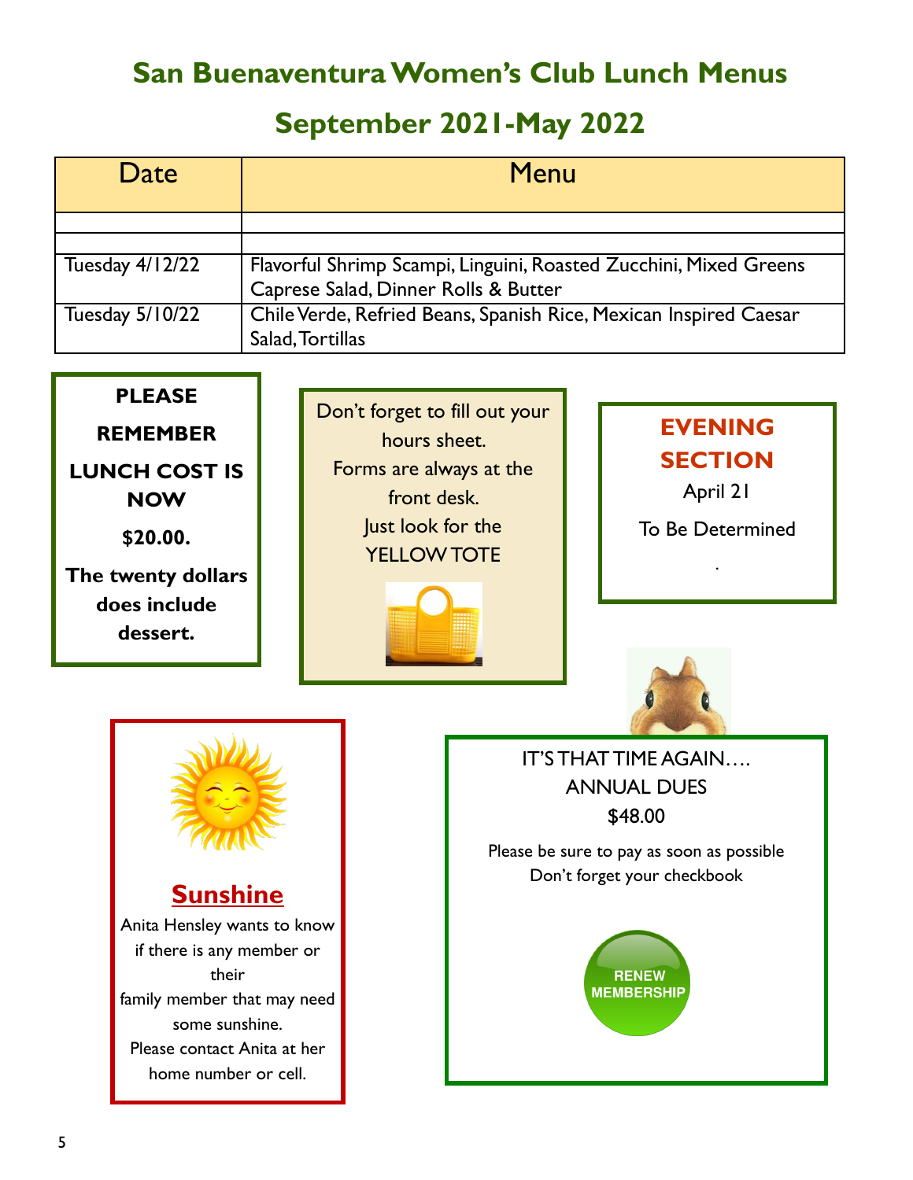# San Buenaventura Women's Club Lunch Menus

## September 2021-May 2022

| Date | Menu |
| --- | --- |
| | |
| | |
| Tuesday 4/12/22 | Flavorful Shrimp Scampi, Linguini, Roasted Zucchini, Mixed Greens Caprese Salad, Dinner Rolls & Butter |
| Tuesday 5/10/22 | Chile Verde, Refried Beans, Spanish Rice, Mexican Inspired Caesar Salad, Tortillas |

**PLEASE REMEMBER LUNCH COST IS NOW $20.00.**

**The twenty dollars does include dessert.**

Don't forget to fill out your hours sheet.
Forms are always at the front desk.
Just look for the YELLOW TOTE

**EVENING SECTION**

April 21

To Be Determined

## Sunshine

Anita Hensley wants to know if there is any member or their family member that may need some sunshine.
Please contact Anita at her home number or cell.

IT'S THAT TIME AGAIN….
ANNUAL DUES
$48.00

Please be sure to pay as soon as possible
Don't forget your checkbook

RENEW MEMBERSHIP